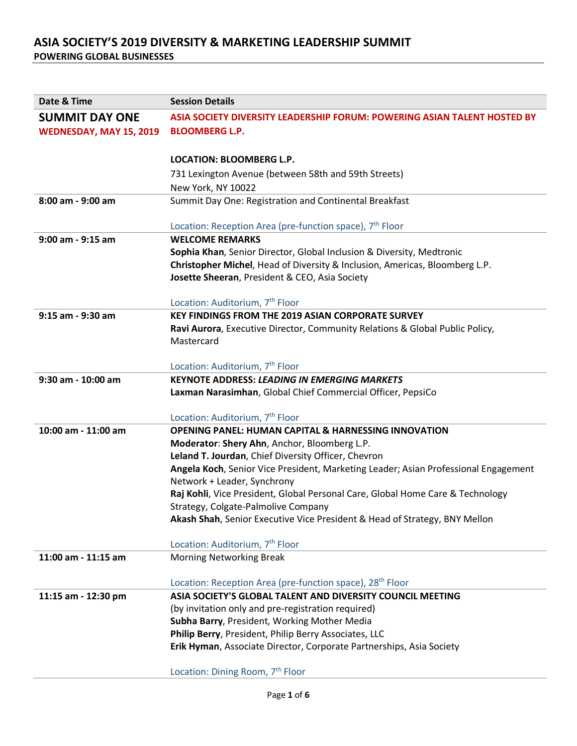# ASIA SOCIETY'S 2019 DIVERSITY & MARKETING LEADERSHIP SUMMIT

**POWERING GLOBAL BUSINESSES**

| Date & Time | Session Details |
| --- | --- |
| **SUMMIT DAY ONE**<br>**WEDNESDAY, MAY 15, 2019** | **ASIA SOCIETY DIVERSITY LEADERSHIP FORUM: POWERING ASIAN TALENT HOSTED BY BLOOMBERG L.P.**<br><br>**LOCATION: BLOOMBERG L.P.**<br>731 Lexington Avenue (between 58th and 59th Streets)<br>New York, NY 10022 |
| **8:00 am - 9:00 am** | Summit Day One: Registration and Continental Breakfast<br><br>Location: Reception Area (pre-function space), 7th Floor |
| **9:00 am - 9:15 am** | **WELCOME REMARKS**<br>**Sophia Khan**, Senior Director, Global Inclusion & Diversity, Medtronic<br>**Christopher Michel**, Head of Diversity & Inclusion, Americas, Bloomberg L.P.<br>**Josette Sheeran**, President & CEO, Asia Society<br><br>Location: Auditorium, 7th Floor |
| **9:15 am - 9:30 am** | **KEY FINDINGS FROM THE 2019 ASIAN CORPORATE SURVEY**<br>**Ravi Aurora**, Executive Director, Community Relations & Global Public Policy, Mastercard<br><br>Location: Auditorium, 7th Floor |
| **9:30 am - 10:00 am** | **KEYNOTE ADDRESS: *LEADING IN EMERGING MARKETS***<br>**Laxman Narasimhan**, Global Chief Commercial Officer, PepsiCo<br><br>Location: Auditorium, 7th Floor |
| **10:00 am - 11:00 am** | **OPENING PANEL: HUMAN CAPITAL & HARNESSING INNOVATION**<br>**Moderator**: **Shery Ahn**, Anchor, Bloomberg L.P.<br>**Leland T. Jourdan**, Chief Diversity Officer, Chevron<br>**Angela Koch**, Senior Vice President, Marketing Leader; Asian Professional Engagement Network + Leader, Synchrony<br>**Raj Kohli**, Vice President, Global Personal Care, Global Home Care & Technology Strategy, Colgate-Palmolive Company<br>**Akash Shah**, Senior Executive Vice President & Head of Strategy, BNY Mellon<br><br>Location: Auditorium, 7th Floor |
| **11:00 am - 11:15 am** | Morning Networking Break<br><br>Location: Reception Area (pre-function space), 28th Floor |
| **11:15 am - 12:30 pm** | **ASIA SOCIETY'S GLOBAL TALENT AND DIVERSITY COUNCIL MEETING**<br>(by invitation only and pre-registration required)<br>**Subha Barry**, President, Working Mother Media<br>**Philip Berry**, President, Philip Berry Associates, LLC<br>**Erik Hyman**, Associate Director, Corporate Partnerships, Asia Society<br><br>Location: Dining Room, 7th Floor |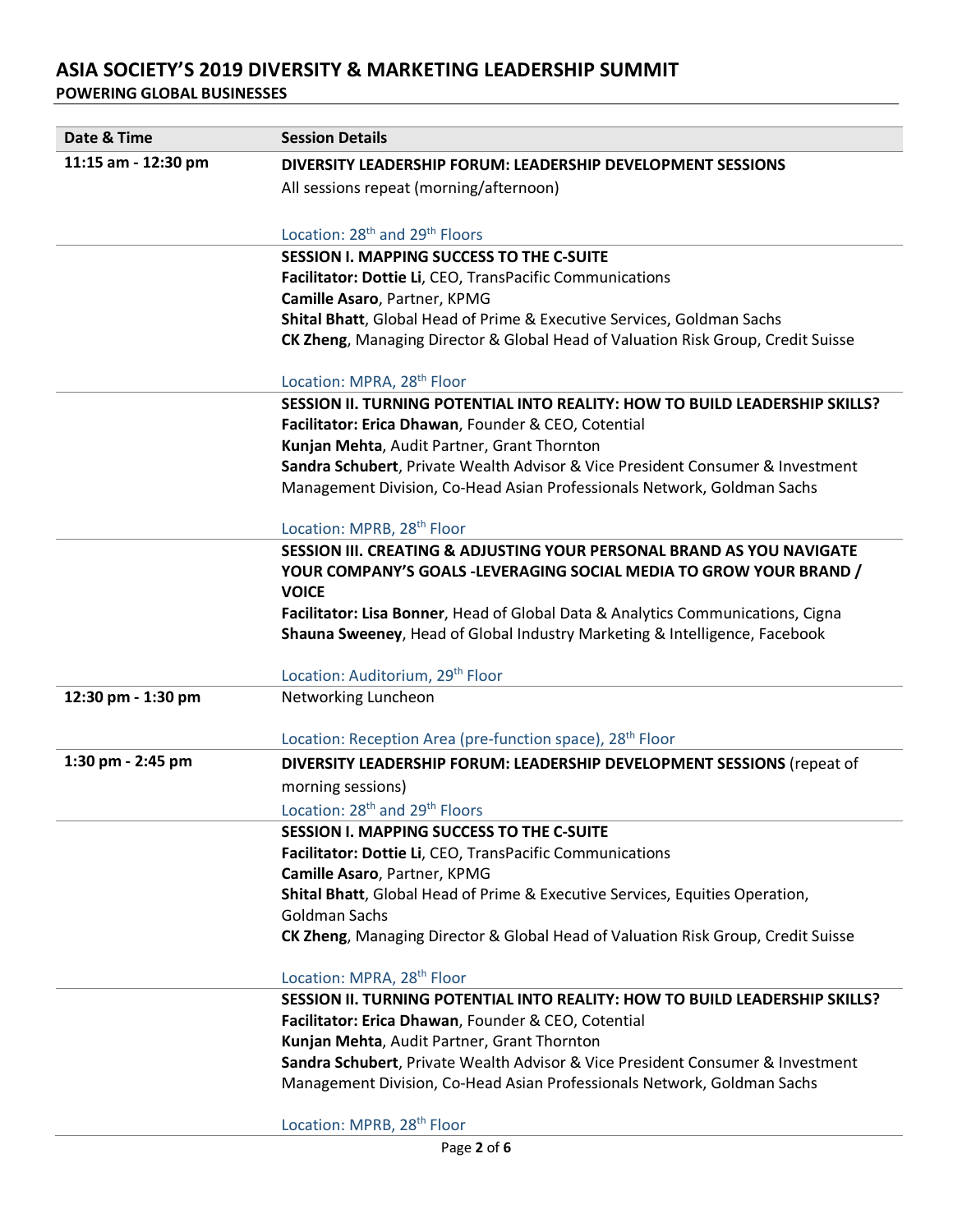# ASIA SOCIETY'S 2019 DIVERSITY & MARKETING LEADERSHIP SUMMIT

**POWERING GLOBAL BUSINESSES**

| Date & Time | Session Details |
|---|---|
| **11:15 am - 12:30 pm** | **DIVERSITY LEADERSHIP FORUM: LEADERSHIP DEVELOPMENT SESSIONS**<br>All sessions repeat (morning/afternoon)<br><br>Location: 28th and 29th Floors |
| | **SESSION I. MAPPING SUCCESS TO THE C-SUITE**<br>**Facilitator: Dottie Li**, CEO, TransPacific Communications<br>**Camille Asaro**, Partner, KPMG<br>**Shital Bhatt**, Global Head of Prime & Executive Services, Goldman Sachs<br>**CK Zheng**, Managing Director & Global Head of Valuation Risk Group, Credit Suisse<br><br>Location: MPRA, 28th Floor |
| | **SESSION II. TURNING POTENTIAL INTO REALITY: HOW TO BUILD LEADERSHIP SKILLS?**<br>**Facilitator: Erica Dhawan**, Founder & CEO, Cotential<br>**Kunjan Mehta**, Audit Partner, Grant Thornton<br>**Sandra Schubert**, Private Wealth Advisor & Vice President Consumer & Investment Management Division, Co-Head Asian Professionals Network, Goldman Sachs<br><br>Location: MPRB, 28th Floor |
| | **SESSION III. CREATING & ADJUSTING YOUR PERSONAL BRAND AS YOU NAVIGATE YOUR COMPANY'S GOALS -LEVERAGING SOCIAL MEDIA TO GROW YOUR BRAND / VOICE**<br>**Facilitator: Lisa Bonner**, Head of Global Data & Analytics Communications, Cigna<br>**Shauna Sweeney**, Head of Global Industry Marketing & Intelligence, Facebook<br><br>Location: Auditorium, 29th Floor |
| **12:30 pm - 1:30 pm** | Networking Luncheon<br><br>Location: Reception Area (pre-function space), 28th Floor |
| **1:30 pm - 2:45 pm** | **DIVERSITY LEADERSHIP FORUM: LEADERSHIP DEVELOPMENT SESSIONS** (repeat of morning sessions)<br>Location: 28th and 29th Floors |
| | **SESSION I. MAPPING SUCCESS TO THE C-SUITE**<br>**Facilitator: Dottie Li**, CEO, TransPacific Communications<br>**Camille Asaro**, Partner, KPMG<br>**Shital Bhatt**, Global Head of Prime & Executive Services, Equities Operation, Goldman Sachs<br>**CK Zheng**, Managing Director & Global Head of Valuation Risk Group, Credit Suisse<br><br>Location: MPRA, 28th Floor |
| | **SESSION II. TURNING POTENTIAL INTO REALITY: HOW TO BUILD LEADERSHIP SKILLS?**<br>**Facilitator: Erica Dhawan**, Founder & CEO, Cotential<br>**Kunjan Mehta**, Audit Partner, Grant Thornton<br>**Sandra Schubert**, Private Wealth Advisor & Vice President Consumer & Investment Management Division, Co-Head Asian Professionals Network, Goldman Sachs<br><br>Location: MPRB, 28th Floor |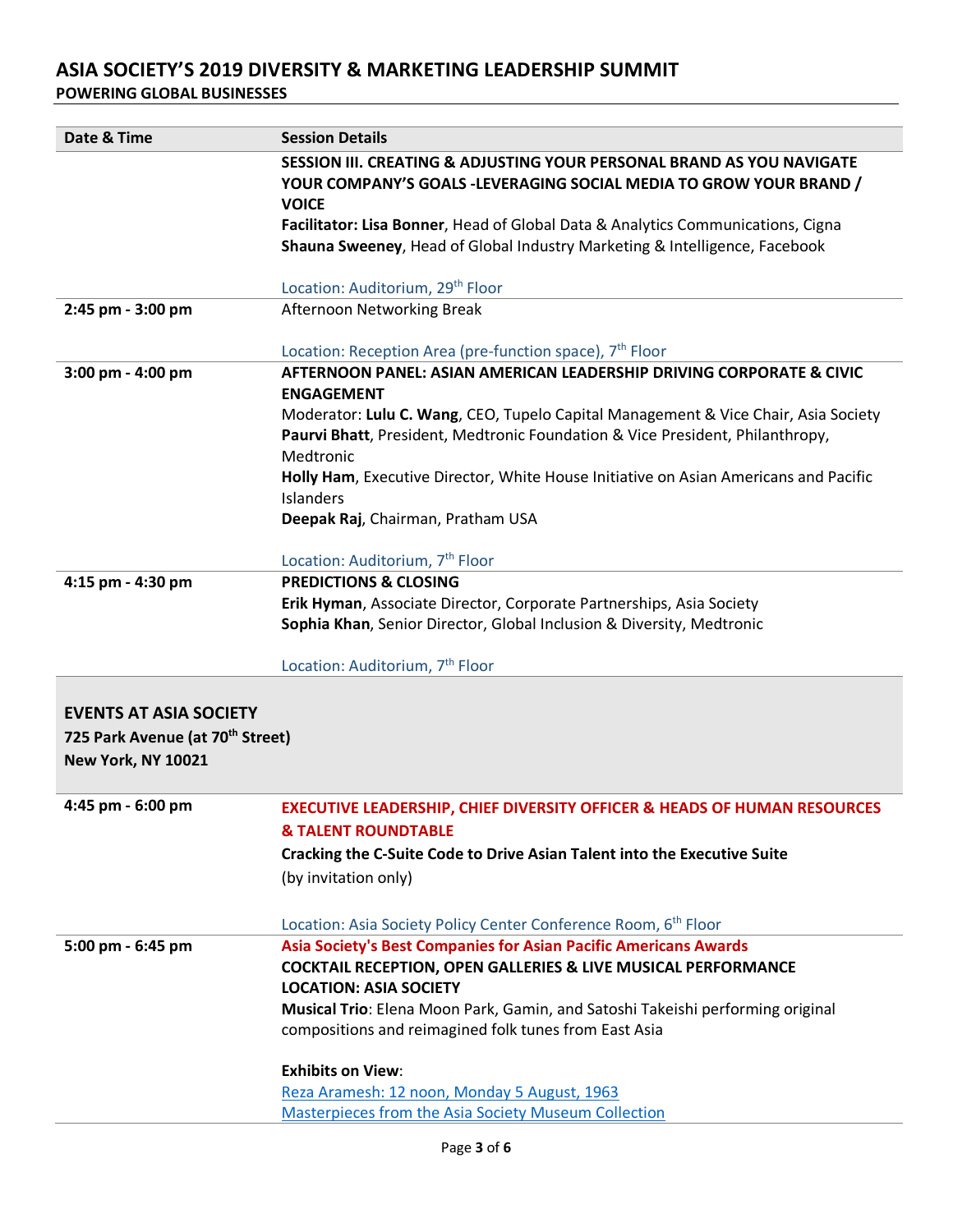# ASIA SOCIETY'S 2019 DIVERSITY & MARKETING LEADERSHIP SUMMIT

**POWERING GLOBAL BUSINESSES**

| Date & Time | Session Details |
|---|---|
| | **SESSION III. CREATING & ADJUSTING YOUR PERSONAL BRAND AS YOU NAVIGATE YOUR COMPANY'S GOALS -LEVERAGING SOCIAL MEDIA TO GROW YOUR BRAND / VOICE**<br>**Facilitator: Lisa Bonner**, Head of Global Data & Analytics Communications, Cigna<br>**Shauna Sweeney**, Head of Global Industry Marketing & Intelligence, Facebook<br><br>Location: Auditorium, 29th Floor |
| **2:45 pm - 3:00 pm** | Afternoon Networking Break<br><br>Location: Reception Area (pre-function space), 7th Floor |
| **3:00 pm - 4:00 pm** | **AFTERNOON PANEL: ASIAN AMERICAN LEADERSHIP DRIVING CORPORATE & CIVIC ENGAGEMENT**<br>Moderator: **Lulu C. Wang**, CEO, Tupelo Capital Management & Vice Chair, Asia Society<br>**Paurvi Bhatt**, President, Medtronic Foundation & Vice President, Philanthropy, Medtronic<br>**Holly Ham**, Executive Director, White House Initiative on Asian Americans and Pacific Islanders<br>**Deepak Raj**, Chairman, Pratham USA<br><br>Location: Auditorium, 7th Floor |
| **4:15 pm - 4:30 pm** | **PREDICTIONS & CLOSING**<br>**Erik Hyman**, Associate Director, Corporate Partnerships, Asia Society<br>**Sophia Khan**, Senior Director, Global Inclusion & Diversity, Medtronic<br><br>Location: Auditorium, 7th Floor |
| **EVENTS AT ASIA SOCIETY**<br>**725 Park Avenue (at 70th Street)**<br>**New York, NY 10021** | |
| **4:45 pm - 6:00 pm** | **EXECUTIVE LEADERSHIP, CHIEF DIVERSITY OFFICER & HEADS OF HUMAN RESOURCES & TALENT ROUNDTABLE**<br>**Cracking the C-Suite Code to Drive Asian Talent into the Executive Suite**<br>(by invitation only)<br><br>Location: Asia Society Policy Center Conference Room, 6th Floor |
| **5:00 pm - 6:45 pm** | **Asia Society's Best Companies for Asian Pacific Americans Awards**<br>**COCKTAIL RECEPTION, OPEN GALLERIES & LIVE MUSICAL PERFORMANCE**<br>**LOCATION: ASIA SOCIETY**<br>**Musical Trio**: Elena Moon Park, Gamin, and Satoshi Takeishi performing original compositions and reimagined folk tunes from East Asia<br><br>**Exhibits on View**:<br>Reza Aramesh: 12 noon, Monday 5 August, 1963<br>Masterpieces from the Asia Society Museum Collection |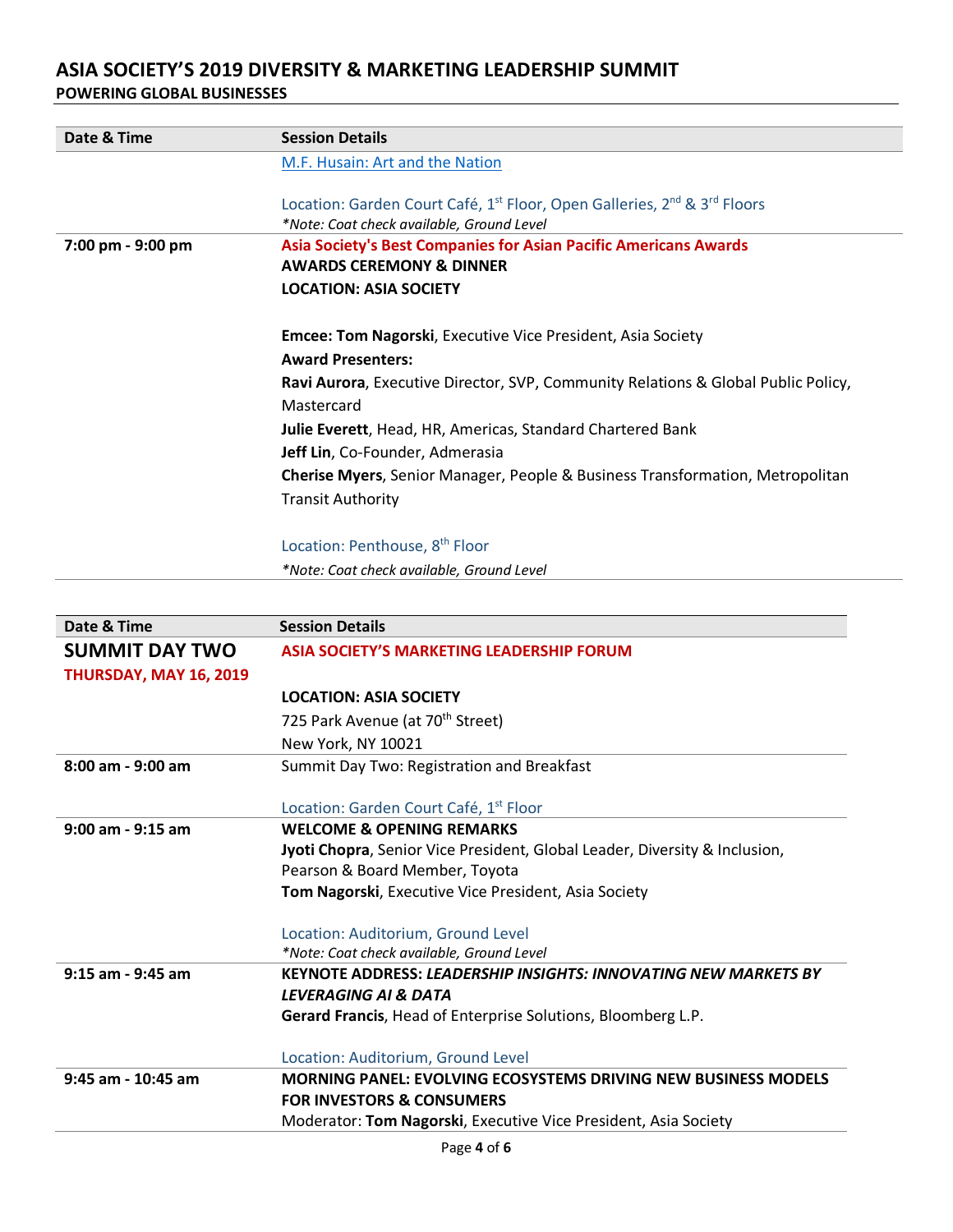# ASIA SOCIETY'S 2019 DIVERSITY & MARKETING LEADERSHIP SUMMIT
**POWERING GLOBAL BUSINESSES**

| Date & Time | Session Details |
|---|---|
| | M.F. Husain: Art and the Nation<br><br>Location: Garden Court Café, 1st Floor, Open Galleries, 2nd & 3rd Floors<br>*\*Note: Coat check available, Ground Level* |
| **7:00 pm - 9:00 pm** | **Asia Society's Best Companies for Asian Pacific Americans Awards**<br>**AWARDS CEREMONY & DINNER**<br>**LOCATION: ASIA SOCIETY**<br><br>**Emcee: Tom Nagorski**, Executive Vice President, Asia Society<br>**Award Presenters:**<br>**Ravi Aurora**, Executive Director, SVP, Community Relations & Global Public Policy, Mastercard<br>**Julie Everett**, Head, HR, Americas, Standard Chartered Bank<br>**Jeff Lin**, Co-Founder, Admerasia<br>**Cherise Myers**, Senior Manager, People & Business Transformation, Metropolitan Transit Authority<br><br>Location: Penthouse, 8th Floor<br>*\*Note: Coat check available, Ground Level* |

| Date & Time | Session Details |
|---|---|
| **SUMMIT DAY TWO**<br>**THURSDAY, MAY 16, 2019** | **ASIA SOCIETY'S MARKETING LEADERSHIP FORUM**<br><br>**LOCATION: ASIA SOCIETY**<br>725 Park Avenue (at 70th Street)<br>New York, NY 10021 |
| **8:00 am - 9:00 am** | Summit Day Two: Registration and Breakfast<br><br>Location: Garden Court Café, 1st Floor |
| **9:00 am - 9:15 am** | **WELCOME & OPENING REMARKS**<br>**Jyoti Chopra**, Senior Vice President, Global Leader, Diversity & Inclusion, Pearson & Board Member, Toyota<br>**Tom Nagorski**, Executive Vice President, Asia Society<br><br>Location: Auditorium, Ground Level<br>*\*Note: Coat check available, Ground Level* |
| **9:15 am - 9:45 am** | **KEYNOTE ADDRESS: *LEADERSHIP INSIGHTS: INNOVATING NEW MARKETS BY LEVERAGING AI & DATA***<br>**Gerard Francis**, Head of Enterprise Solutions, Bloomberg L.P.<br><br>Location: Auditorium, Ground Level |
| **9:45 am - 10:45 am** | **MORNING PANEL: EVOLVING ECOSYSTEMS DRIVING NEW BUSINESS MODELS FOR INVESTORS & CONSUMERS**<br>Moderator: **Tom Nagorski**, Executive Vice President, Asia Society |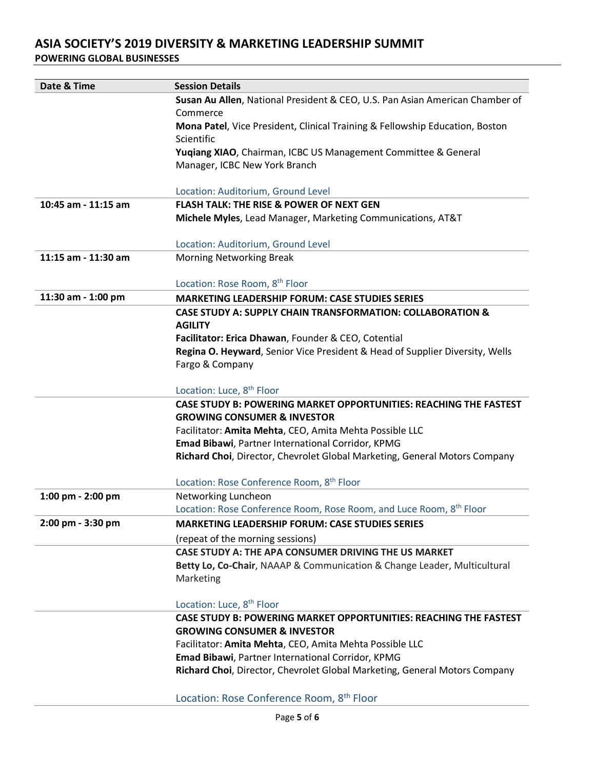# ASIA SOCIETY'S 2019 DIVERSITY & MARKETING LEADERSHIP SUMMIT

**POWERING GLOBAL BUSINESSES**

| Date & Time | Session Details |
|---|---|
| | **Susan Au Allen**, National President & CEO, U.S. Pan Asian American Chamber of Commerce<br>**Mona Patel**, Vice President, Clinical Training & Fellowship Education, Boston Scientific<br>**Yuqiang XIAO**, Chairman, ICBC US Management Committee & General Manager, ICBC New York Branch<br><br>Location: Auditorium, Ground Level |
| **10:45 am - 11:15 am** | **FLASH TALK: THE RISE & POWER OF NEXT GEN**<br>**Michele Myles**, Lead Manager, Marketing Communications, AT&T<br><br>Location: Auditorium, Ground Level |
| **11:15 am - 11:30 am** | Morning Networking Break<br><br>Location: Rose Room, 8th Floor |
| **11:30 am - 1:00 pm** | **MARKETING LEADERSHIP FORUM: CASE STUDIES SERIES** |
| | **CASE STUDY A: SUPPLY CHAIN TRANSFORMATION: COLLABORATION & AGILITY**<br>**Facilitator: Erica Dhawan**, Founder & CEO, Cotential<br>**Regina O. Heyward**, Senior Vice President & Head of Supplier Diversity, Wells Fargo & Company<br><br>Location: Luce, 8th Floor |
| | **CASE STUDY B: POWERING MARKET OPPORTUNITIES: REACHING THE FASTEST GROWING CONSUMER & INVESTOR**<br>Facilitator: **Amita Mehta**, CEO, Amita Mehta Possible LLC<br>**Emad Bibawi**, Partner International Corridor, KPMG<br>**Richard Choi**, Director, Chevrolet Global Marketing, General Motors Company<br><br>Location: Rose Conference Room, 8th Floor |
| **1:00 pm - 2:00 pm** | Networking Luncheon<br>Location: Rose Conference Room, Rose Room, and Luce Room, 8th Floor |
| **2:00 pm - 3:30 pm** | **MARKETING LEADERSHIP FORUM: CASE STUDIES SERIES**<br>(repeat of the morning sessions) |
| | **CASE STUDY A: THE APA CONSUMER DRIVING THE US MARKET**<br>**Betty Lo, Co-Chair**, NAAAP & Communication & Change Leader, Multicultural Marketing<br><br>Location: Luce, 8th Floor |
| | **CASE STUDY B: POWERING MARKET OPPORTUNITIES: REACHING THE FASTEST GROWING CONSUMER & INVESTOR**<br>Facilitator: **Amita Mehta**, CEO, Amita Mehta Possible LLC<br>**Emad Bibawi**, Partner International Corridor, KPMG<br>**Richard Choi**, Director, Chevrolet Global Marketing, General Motors Company<br><br>Location: Rose Conference Room, 8th Floor |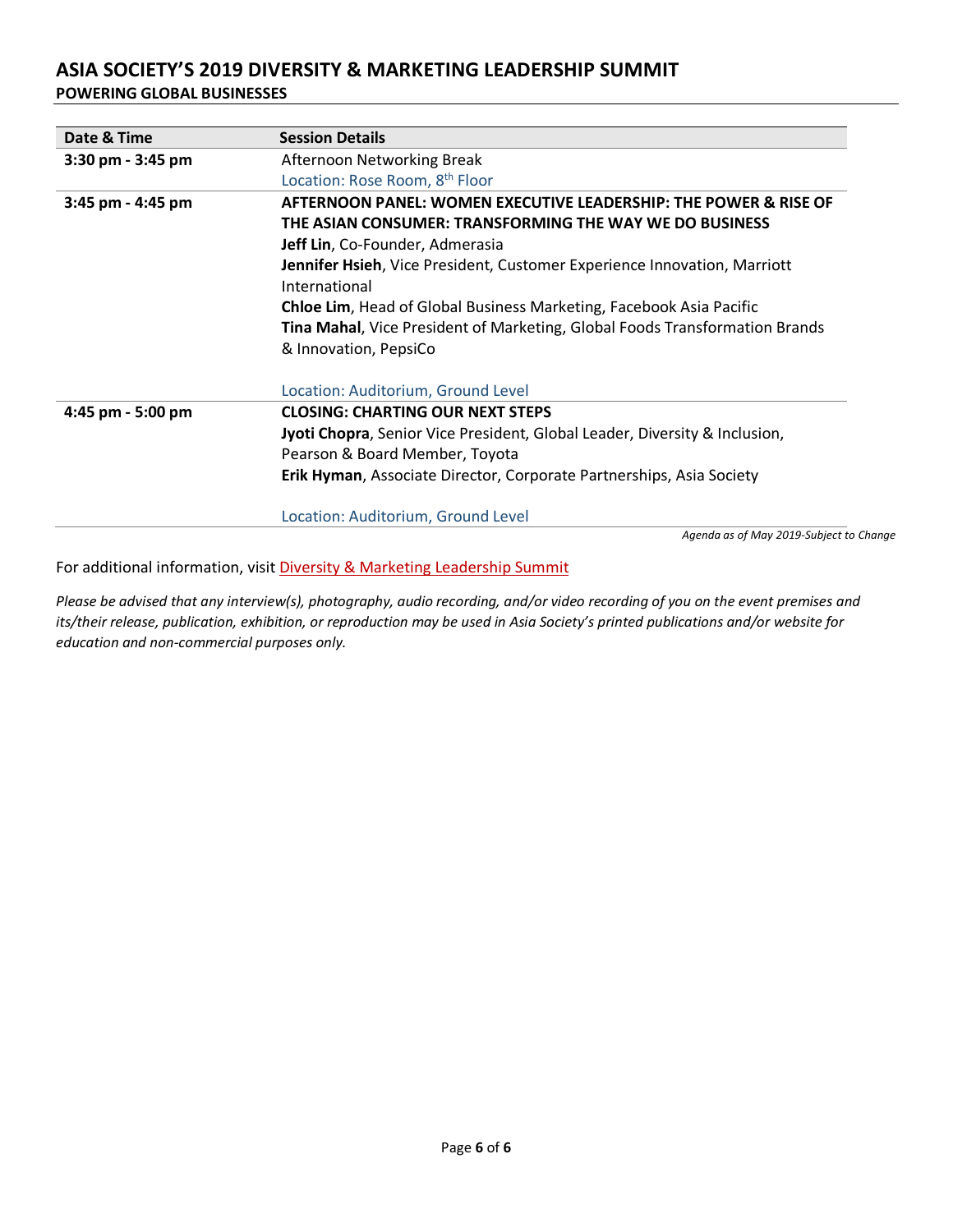# ASIA SOCIETY'S 2019 DIVERSITY & MARKETING LEADERSHIP SUMMIT

**POWERING GLOBAL BUSINESSES**

| Date & Time | Session Details |
|---|---|
| 3:30 pm - 3:45 pm | Afternoon Networking Break<br>Location: Rose Room, 8th Floor |
| 3:45 pm - 4:45 pm | **AFTERNOON PANEL: WOMEN EXECUTIVE LEADERSHIP: THE POWER & RISE OF THE ASIAN CONSUMER: TRANSFORMING THE WAY WE DO BUSINESS**<br>**Jeff Lin**, Co-Founder, Admerasia<br>**Jennifer Hsieh**, Vice President, Customer Experience Innovation, Marriott International<br>**Chloe Lim**, Head of Global Business Marketing, Facebook Asia Pacific<br>**Tina Mahal**, Vice President of Marketing, Global Foods Transformation Brands & Innovation, PepsiCo<br><br>Location: Auditorium, Ground Level |
| 4:45 pm - 5:00 pm | **CLOSING: CHARTING OUR NEXT STEPS**<br>**Jyoti Chopra**, Senior Vice President, Global Leader, Diversity & Inclusion, Pearson & Board Member, Toyota<br>**Erik Hyman**, Associate Director, Corporate Partnerships, Asia Society<br><br>Location: Auditorium, Ground Level |

*Agenda as of May 2019-Subject to Change*

For additional information, visit Diversity & Marketing Leadership Summit

*Please be advised that any interview(s), photography, audio recording, and/or video recording of you on the event premises and its/their release, publication, exhibition, or reproduction may be used in Asia Society's printed publications and/or website for education and non-commercial purposes only.*